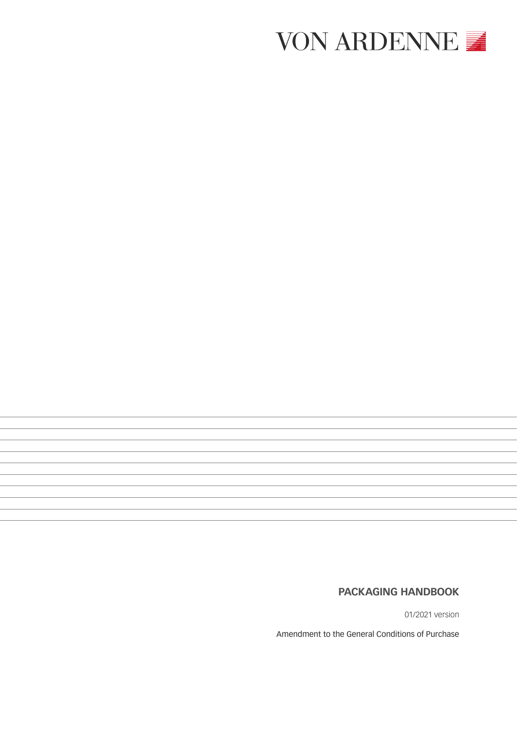VON ARDENNE

# PACKAGING HANDBOOK

01/2021 version

Amendment to the General Conditions of Purchase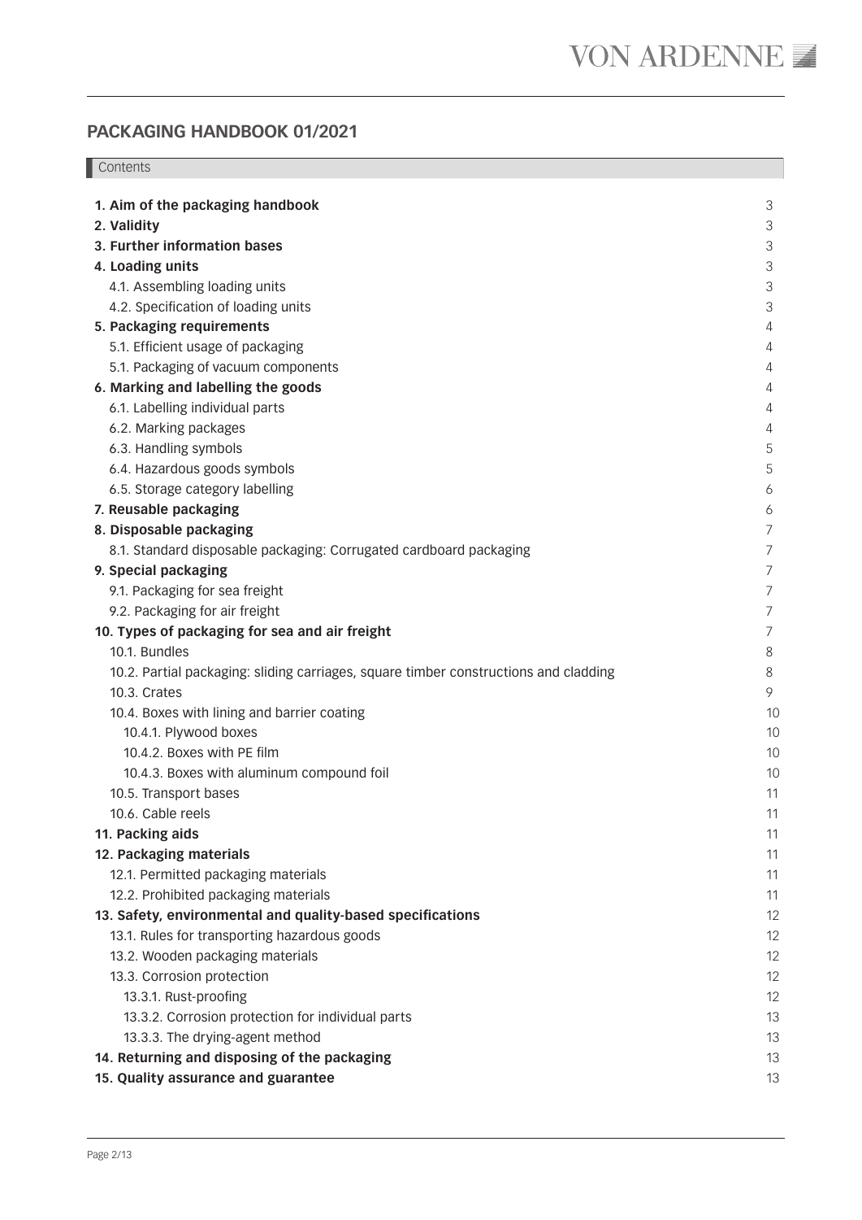## PACKAGING HANDBOOK 01/2021

Contents

| | |
|---|---|
| **1. Aim of the packaging handbook** | 3 |
| **2. Validity** | 3 |
| **3. Further information bases** | 3 |
| **4. Loading units** | 3 |
| 4.1. Assembling loading units | 3 |
| 4.2. Specification of loading units | 3 |
| **5. Packaging requirements** | 4 |
| 5.1. Efficient usage of packaging | 4 |
| 5.1. Packaging of vacuum components | 4 |
| **6. Marking and labelling the goods** | 4 |
| 6.1. Labelling individual parts | 4 |
| 6.2. Marking packages | 4 |
| 6.3. Handling symbols | 5 |
| 6.4. Hazardous goods symbols | 5 |
| 6.5. Storage category labelling | 6 |
| **7. Reusable packaging** | 6 |
| **8. Disposable packaging** | 7 |
| 8.1. Standard disposable packaging: Corrugated cardboard packaging | 7 |
| **9. Special packaging** | 7 |
| 9.1. Packaging for sea freight | 7 |
| 9.2. Packaging for air freight | 7 |
| **10. Types of packaging for sea and air freight** | 7 |
| 10.1. Bundles | 8 |
| 10.2. Partial packaging: sliding carriages, square timber constructions and cladding | 8 |
| 10.3. Crates | 9 |
| 10.4. Boxes with lining and barrier coating | 10 |
| 10.4.1. Plywood boxes | 10 |
| 10.4.2. Boxes with PE film | 10 |
| 10.4.3. Boxes with aluminum compound foil | 10 |
| 10.5. Transport bases | 11 |
| 10.6. Cable reels | 11 |
| **11. Packing aids** | 11 |
| **12. Packaging materials** | 11 |
| 12.1. Permitted packaging materials | 11 |
| 12.2. Prohibited packaging materials | 11 |
| **13. Safety, environmental and quality-based specifications** | 12 |
| 13.1. Rules for transporting hazardous goods | 12 |
| 13.2. Wooden packaging materials | 12 |
| 13.3. Corrosion protection | 12 |
| 13.3.1. Rust-proofing | 12 |
| 13.3.2. Corrosion protection for individual parts | 13 |
| 13.3.3. The drying-agent method | 13 |
| **14. Returning and disposing of the packaging** | 13 |
| **15. Quality assurance and guarantee** | 13 |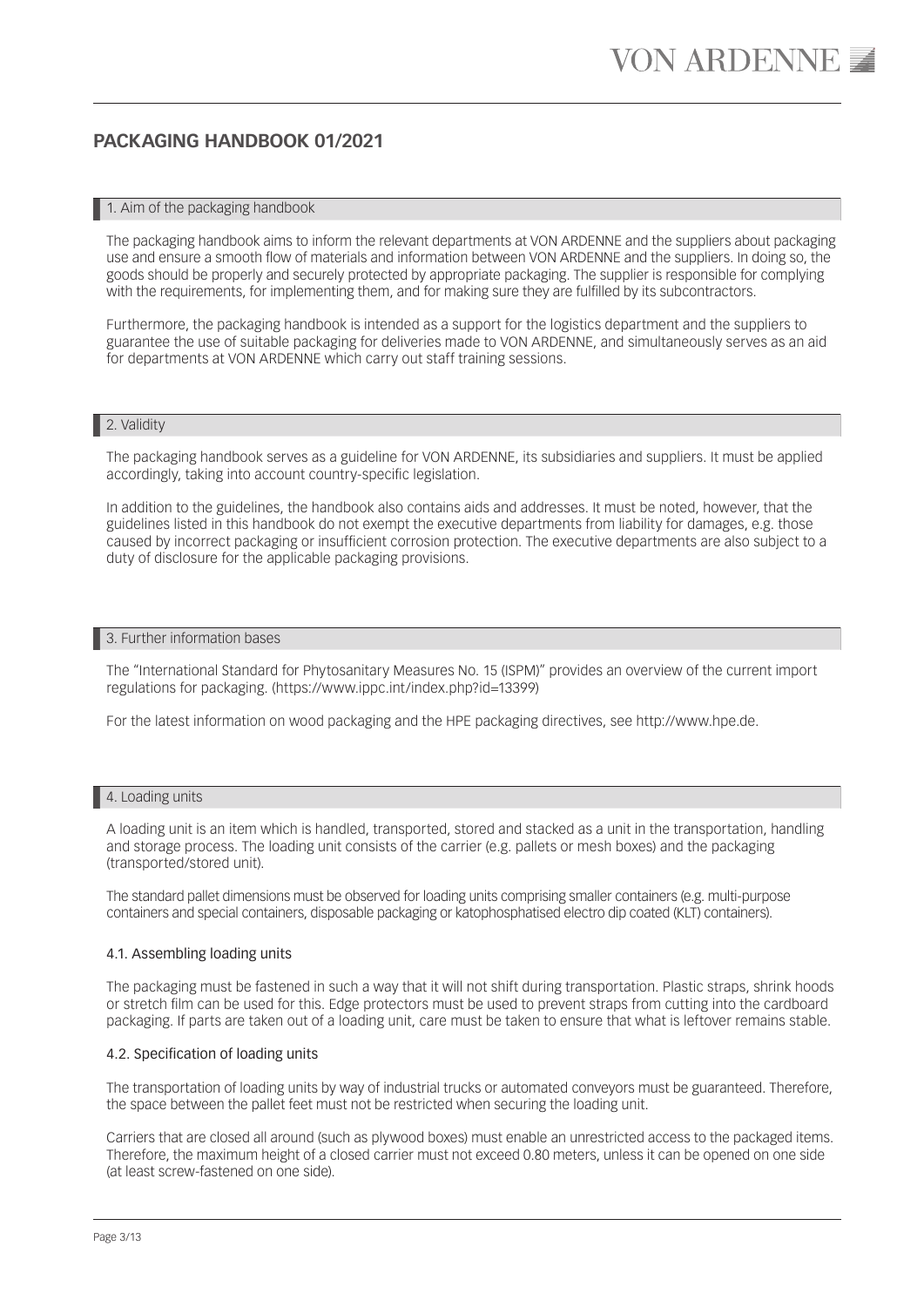# PACKAGING HANDBOOK 01/2021

## 1. Aim of the packaging handbook

The packaging handbook aims to inform the relevant departments at VON ARDENNE and the suppliers about packaging use and ensure a smooth flow of materials and information between VON ARDENNE and the suppliers. In doing so, the goods should be properly and securely protected by appropriate packaging. The supplier is responsible for complying with the requirements, for implementing them, and for making sure they are fulfilled by its subcontractors.

Furthermore, the packaging handbook is intended as a support for the logistics department and the suppliers to guarantee the use of suitable packaging for deliveries made to VON ARDENNE, and simultaneously serves as an aid for departments at VON ARDENNE which carry out staff training sessions.

## 2. Validity

The packaging handbook serves as a guideline for VON ARDENNE, its subsidiaries and suppliers. It must be applied accordingly, taking into account country-specific legislation.

In addition to the guidelines, the handbook also contains aids and addresses. It must be noted, however, that the guidelines listed in this handbook do not exempt the executive departments from liability for damages, e.g. those caused by incorrect packaging or insufficient corrosion protection. The executive departments are also subject to a duty of disclosure for the applicable packaging provisions.

## 3. Further information bases

The "International Standard for Phytosanitary Measures No. 15 (ISPM)" provides an overview of the current import regulations for packaging. (https://www.ippc.int/index.php?id=13399)

For the latest information on wood packaging and the HPE packaging directives, see http://www.hpe.de.

## 4. Loading units

A loading unit is an item which is handled, transported, stored and stacked as a unit in the transportation, handling and storage process. The loading unit consists of the carrier (e.g. pallets or mesh boxes) and the packaging (transported/stored unit).

The standard pallet dimensions must be observed for loading units comprising smaller containers (e.g. multi-purpose containers and special containers, disposable packaging or katophosphatised electro dip coated (KLT) containers).

### 4.1. Assembling loading units

The packaging must be fastened in such a way that it will not shift during transportation. Plastic straps, shrink hoods or stretch film can be used for this. Edge protectors must be used to prevent straps from cutting into the cardboard packaging. If parts are taken out of a loading unit, care must be taken to ensure that what is leftover remains stable.

### 4.2. Specification of loading units

The transportation of loading units by way of industrial trucks or automated conveyors must be guaranteed. Therefore, the space between the pallet feet must not be restricted when securing the loading unit.

Carriers that are closed all around (such as plywood boxes) must enable an unrestricted access to the packaged items. Therefore, the maximum height of a closed carrier must not exceed 0.80 meters, unless it can be opened on one side (at least screw-fastened on one side).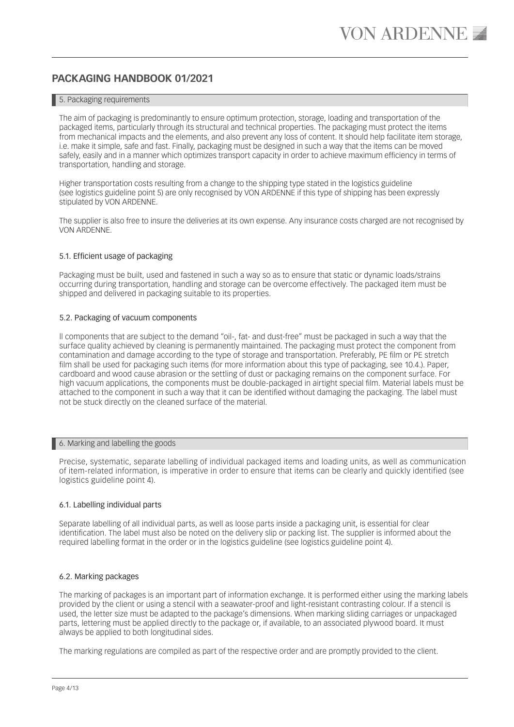# PACKAGING HANDBOOK 01/2021

## 5. Packaging requirements

The aim of packaging is predominantly to ensure optimum protection, storage, loading and transportation of the packaged items, particularly through its structural and technical properties. The packaging must protect the items from mechanical impacts and the elements, and also prevent any loss of content. It should help facilitate item storage, i.e. make it simple, safe and fast. Finally, packaging must be designed in such a way that the items can be moved safely, easily and in a manner which optimizes transport capacity in order to achieve maximum efficiency in terms of transportation, handling and storage.

Higher transportation costs resulting from a change to the shipping type stated in the logistics guideline (see logistics guideline point 5) are only recognised by VON ARDENNE if this type of shipping has been expressly stipulated by VON ARDENNE.

The supplier is also free to insure the deliveries at its own expense. Any insurance costs charged are not recognised by VON ARDENNE.

### 5.1. Efficient usage of packaging

Packaging must be built, used and fastened in such a way so as to ensure that static or dynamic loads/strains occurring during transportation, handling and storage can be overcome effectively. The packaged item must be shipped and delivered in packaging suitable to its properties.

### 5.2. Packaging of vacuum components

ll components that are subject to the demand "oil-, fat- and dust-free" must be packaged in such a way that the surface quality achieved by cleaning is permanently maintained. The packaging must protect the component from contamination and damage according to the type of storage and transportation. Preferably, PE film or PE stretch film shall be used for packaging such items (for more information about this type of packaging, see 10.4.). Paper, cardboard and wood cause abrasion or the settling of dust or packaging remains on the component surface. For high vacuum applications, the components must be double-packaged in airtight special film. Material labels must be attached to the component in such a way that it can be identified without damaging the packaging. The label must not be stuck directly on the cleaned surface of the material.

## 6. Marking and labelling the goods

Precise, systematic, separate labelling of individual packaged items and loading units, as well as communication of item-related information, is imperative in order to ensure that items can be clearly and quickly identified (see logistics guideline point 4).

### 6.1. Labelling individual parts

Separate labelling of all individual parts, as well as loose parts inside a packaging unit, is essential for clear identification. The label must also be noted on the delivery slip or packing list. The supplier is informed about the required labelling format in the order or in the logistics guideline (see logistics guideline point 4).

### 6.2. Marking packages

The marking of packages is an important part of information exchange. It is performed either using the marking labels provided by the client or using a stencil with a seawater-proof and light-resistant contrasting colour. If a stencil is used, the letter size must be adapted to the package's dimensions. When marking sliding carriages or unpackaged parts, lettering must be applied directly to the package or, if available, to an associated plywood board. It must always be applied to both longitudinal sides.

The marking regulations are compiled as part of the respective order and are promptly provided to the client.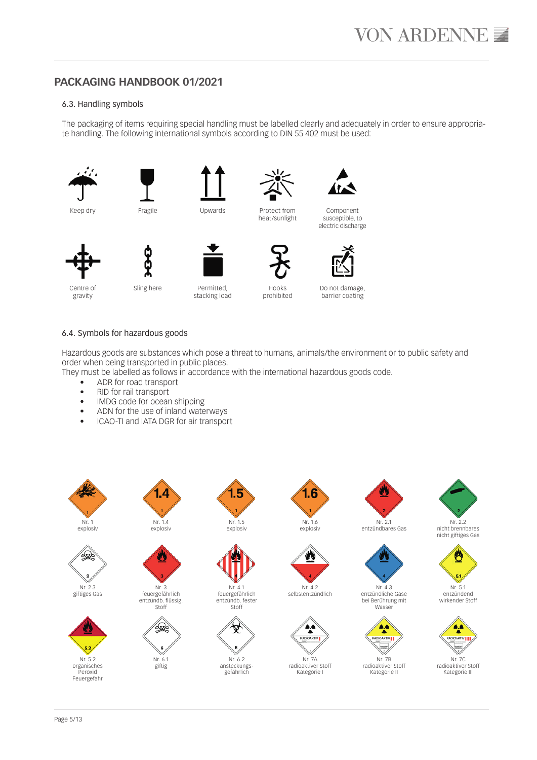## PACKAGING HANDBOOK 01/2021

### 6.3. Handling symbols

The packaging of items requiring special handling must be labelled clearly and adequately in order to ensure appropriate handling. The following international symbols according to DIN 55 402 must be used:

Keep dry

Fragile

Upwards

Protect from heat/sunlight

Component susceptible, to electric discharge

Centre of gravity

Sling here

Permitted, stacking load

Hooks prohibited

Do not damage, barrier coating

### 6.4. Symbols for hazardous goods

Hazardous goods are substances which pose a threat to humans, animals/the environment or to public safety and order when being transported in public places.
They must be labelled as follows in accordance with the international hazardous goods code.

- ADR for road transport
- RID for rail transport
- IMDG code for ocean shipping
- ADN for the use of inland waterways
- ICAO-TI and IATA DGR for air transport

Nr. 1 explosiv

Nr. 1.4 explosiv

Nr. 1.5 explosiv

Nr. 1.6 explosiv

Nr. 2.1 entzündbares Gas

Nr. 2.2 nicht brennbares nicht giftiges Gas

Nr. 2.3 giftiges Gas

Nr. 3 feuergefährlich entzündb. flüssig. Stoff

Nr. 4.1 feuergefährlich entzündb. fester Stoff

Nr. 4.2 selbstentzündlich

Nr. 4.3 entzündliche Gase bei Berührung mit Wasser

Nr. 5.1 entzündend wirkender Stoff

Nr. 5.2 organisches Peroxid Feuergefahr

Nr. 6.1 giftig

Nr. 6.2 ansteckungsgefährlich

Nr. 7A radioaktiver Stoff Kategorie I

Nr. 7B radioaktiver Stoff Kategorie II

Nr. 7C radioaktiver Stoff Kategorie III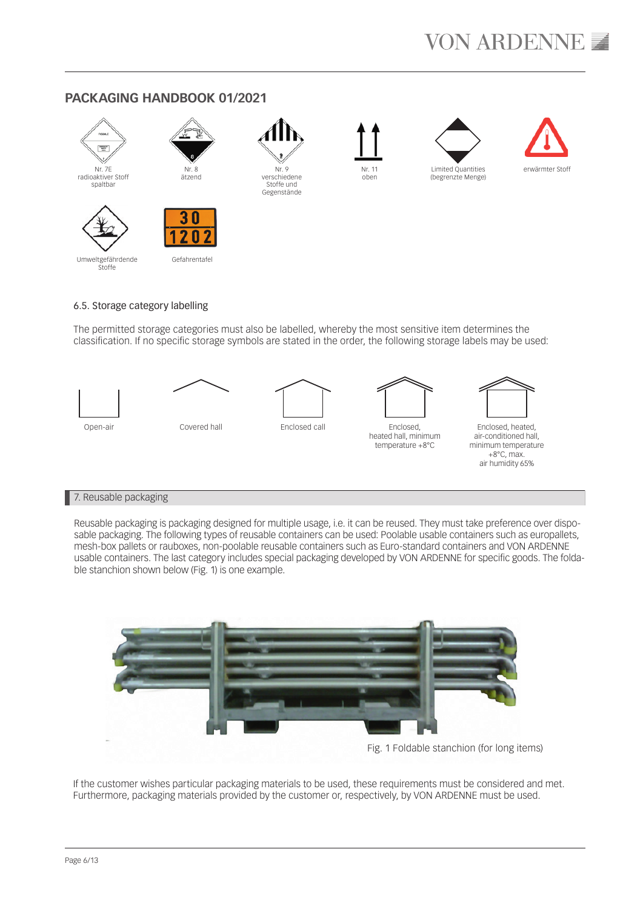## PACKAGING HANDBOOK 01/2021

Nr. 7E
radioaktiver Stoff
spaltbar

Nr. 8
ätzend

Nr. 9
verschiedene
Stoffe und
Gegenstände

Nr. 11
oben

Limited Quantities
(begrenzte Menge)

erwärmter Stoff

Umweltgefährdende
Stoffe

Gefahrentafel

### 6.5. Storage category labelling

The permitted storage categories must also be labelled, whereby the most sensitive item determines the classification. If no specific storage symbols are stated in the order, the following storage labels may be used:

Open-air

Covered hall

Enclosed call

Enclosed,
heated hall, minimum
temperature +8°C

Enclosed, heated,
air-conditioned hall,
minimum temperature
+8°C, max.
air humidity 65%

## 7. Reusable packaging

Reusable packaging is packaging designed for multiple usage, i.e. it can be reused. They must take preference over disposable packaging. The following types of reusable containers can be used: Poolable usable containers such as europallets, mesh-box pallets or rauboxes, non-poolable reusable containers such as Euro-standard containers and VON ARDENNE usable containers. The last category includes special packaging developed by VON ARDENNE for specific goods. The foldable stanchion shown below (Fig. 1) is one example.

Fig. 1 Foldable stanchion (for long items)

If the customer wishes particular packaging materials to be used, these requirements must be considered and met. Furthermore, packaging materials provided by the customer or, respectively, by VON ARDENNE must be used.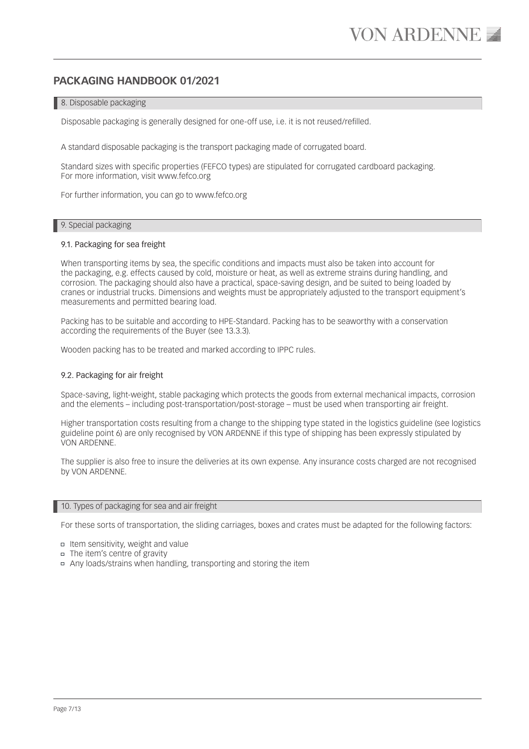# PACKAGING HANDBOOK 01/2021

## 8. Disposable packaging

Disposable packaging is generally designed for one-off use, i.e. it is not reused/refilled.

A standard disposable packaging is the transport packaging made of corrugated board.

Standard sizes with specific properties (FEFCO types) are stipulated for corrugated cardboard packaging.
For more information, visit www.fefco.org

For further information, you can go to www.fefco.org

## 9. Special packaging

### 9.1. Packaging for sea freight

When transporting items by sea, the specific conditions and impacts must also be taken into account for the packaging, e.g. effects caused by cold, moisture or heat, as well as extreme strains during handling, and corrosion. The packaging should also have a practical, space-saving design, and be suited to being loaded by cranes or industrial trucks. Dimensions and weights must be appropriately adjusted to the transport equipment's measurements and permitted bearing load.

Packing has to be suitable and according to HPE-Standard. Packing has to be seaworthy with a conservation according the requirements of the Buyer (see 13.3.3).

Wooden packing has to be treated and marked according to IPPC rules.

### 9.2. Packaging for air freight

Space-saving, light-weight, stable packaging which protects the goods from external mechanical impacts, corrosion and the elements – including post-transportation/post-storage – must be used when transporting air freight.

Higher transportation costs resulting from a change to the shipping type stated in the logistics guideline (see logistics guideline point 6) are only recognised by VON ARDENNE if this type of shipping has been expressly stipulated by VON ARDENNE.

The supplier is also free to insure the deliveries at its own expense. Any insurance costs charged are not recognised by VON ARDENNE.

## 10. Types of packaging for sea and air freight

For these sorts of transportation, the sliding carriages, boxes and crates must be adapted for the following factors:

- Item sensitivity, weight and value
- The item's centre of gravity
- Any loads/strains when handling, transporting and storing the item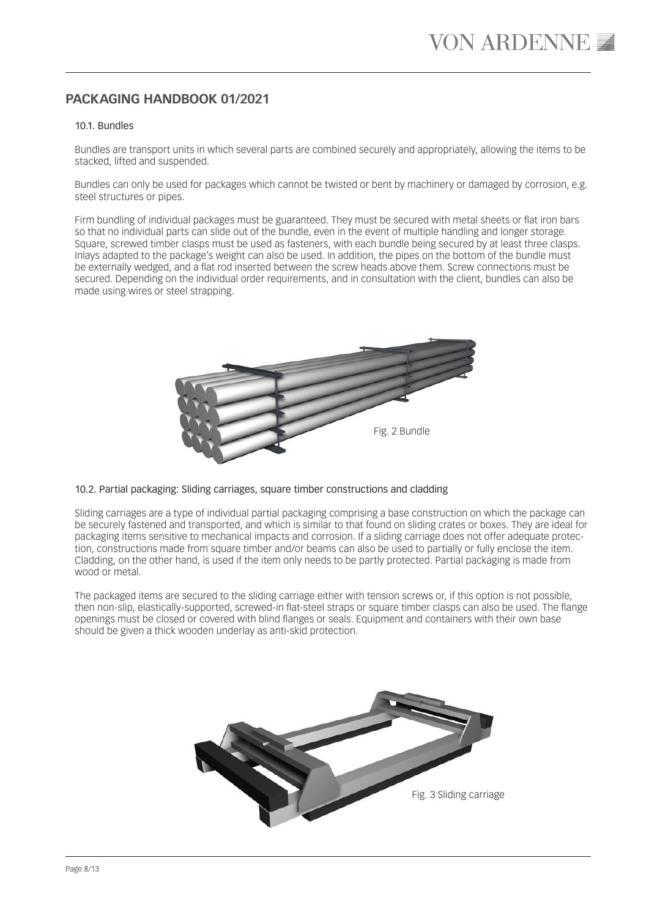## PACKAGING HANDBOOK 01/2021

### 10.1. Bundles

Bundles are transport units in which several parts are combined securely and appropriately, allowing the items to be stacked, lifted and suspended.

Bundles can only be used for packages which cannot be twisted or bent by machinery or damaged by corrosion, e.g. steel structures or pipes.

Firm bundling of individual packages must be guaranteed. They must be secured with metal sheets or flat iron bars so that no individual parts can slide out of the bundle, even in the event of multiple handling and longer storage. Square, screwed timber clasps must be used as fasteners, with each bundle being secured by at least three clasps. Inlays adapted to the package's weight can also be used. In addition, the pipes on the bottom of the bundle must be externally wedged, and a flat rod inserted between the screw heads above them. Screw connections must be secured. Depending on the individual order requirements, and in consultation with the client, bundles can also be made using wires or steel strapping.

Fig. 2 Bundle

### 10.2. Partial packaging: Sliding carriages, square timber constructions and cladding

Sliding carriages are a type of individual partial packaging comprising a base construction on which the package can be securely fastened and transported, and which is similar to that found on sliding crates or boxes. They are ideal for packaging items sensitive to mechanical impacts and corrosion. If a sliding carriage does not offer adequate protection, constructions made from square timber and/or beams can also be used to partially or fully enclose the item. Cladding, on the other hand, is used if the item only needs to be partly protected. Partial packaging is made from wood or metal.

The packaged items are secured to the sliding carriage either with tension screws or, if this option is not possible, then non-slip, elastically-supported, screwed-in flat-steel straps or square timber clasps can also be used. The flange openings must be closed or covered with blind flanges or seals. Equipment and containers with their own base should be given a thick wooden underlay as anti-skid protection.

Fig. 3 Sliding carriage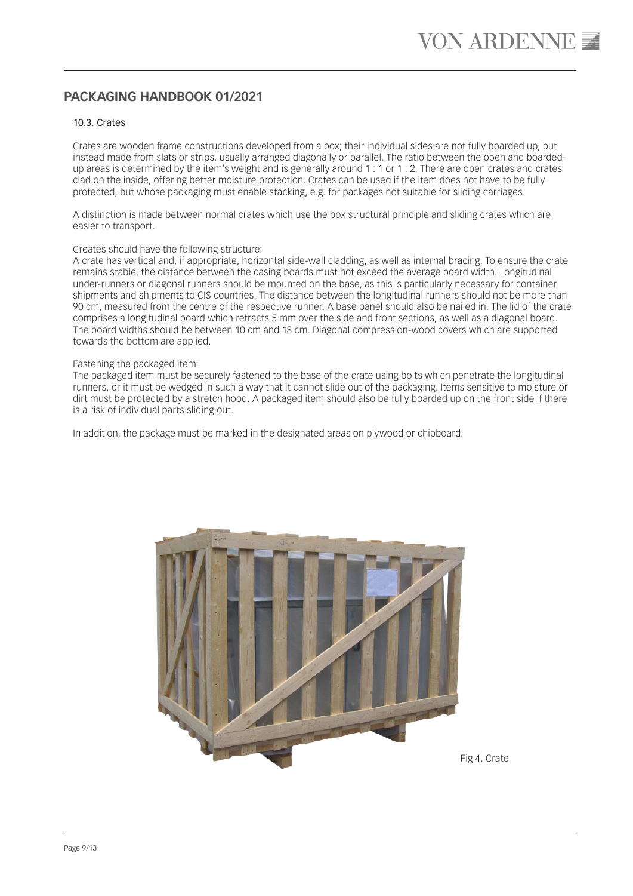## PACKAGING HANDBOOK 01/2021

### 10.3. Crates

Crates are wooden frame constructions developed from a box; their individual sides are not fully boarded up, but instead made from slats or strips, usually arranged diagonally or parallel. The ratio between the open and boarded-up areas is determined by the item's weight and is generally around 1 : 1 or 1 : 2. There are open crates and crates clad on the inside, offering better moisture protection. Crates can be used if the item does not have to be fully protected, but whose packaging must enable stacking, e.g. for packages not suitable for sliding carriages.

A distinction is made between normal crates which use the box structural principle and sliding crates which are easier to transport.

Creates should have the following structure:
A crate has vertical and, if appropriate, horizontal side-wall cladding, as well as internal bracing. To ensure the crate remains stable, the distance between the casing boards must not exceed the average board width. Longitudinal under-runners or diagonal runners should be mounted on the base, as this is particularly necessary for container shipments and shipments to CIS countries. The distance between the longitudinal runners should not be more than 90 cm, measured from the centre of the respective runner. A base panel should also be nailed in. The lid of the crate comprises a longitudinal board which retracts 5 mm over the side and front sections, as well as a diagonal board. The board widths should be between 10 cm and 18 cm. Diagonal compression-wood covers which are supported towards the bottom are applied.

Fastening the packaged item:
The packaged item must be securely fastened to the base of the crate using bolts which penetrate the longitudinal runners, or it must be wedged in such a way that it cannot slide out of the packaging. Items sensitive to moisture or dirt must be protected by a stretch hood. A packaged item should also be fully boarded up on the front side if there is a risk of individual parts sliding out.

In addition, the package must be marked in the designated areas on plywood or chipboard.

Fig 4. Crate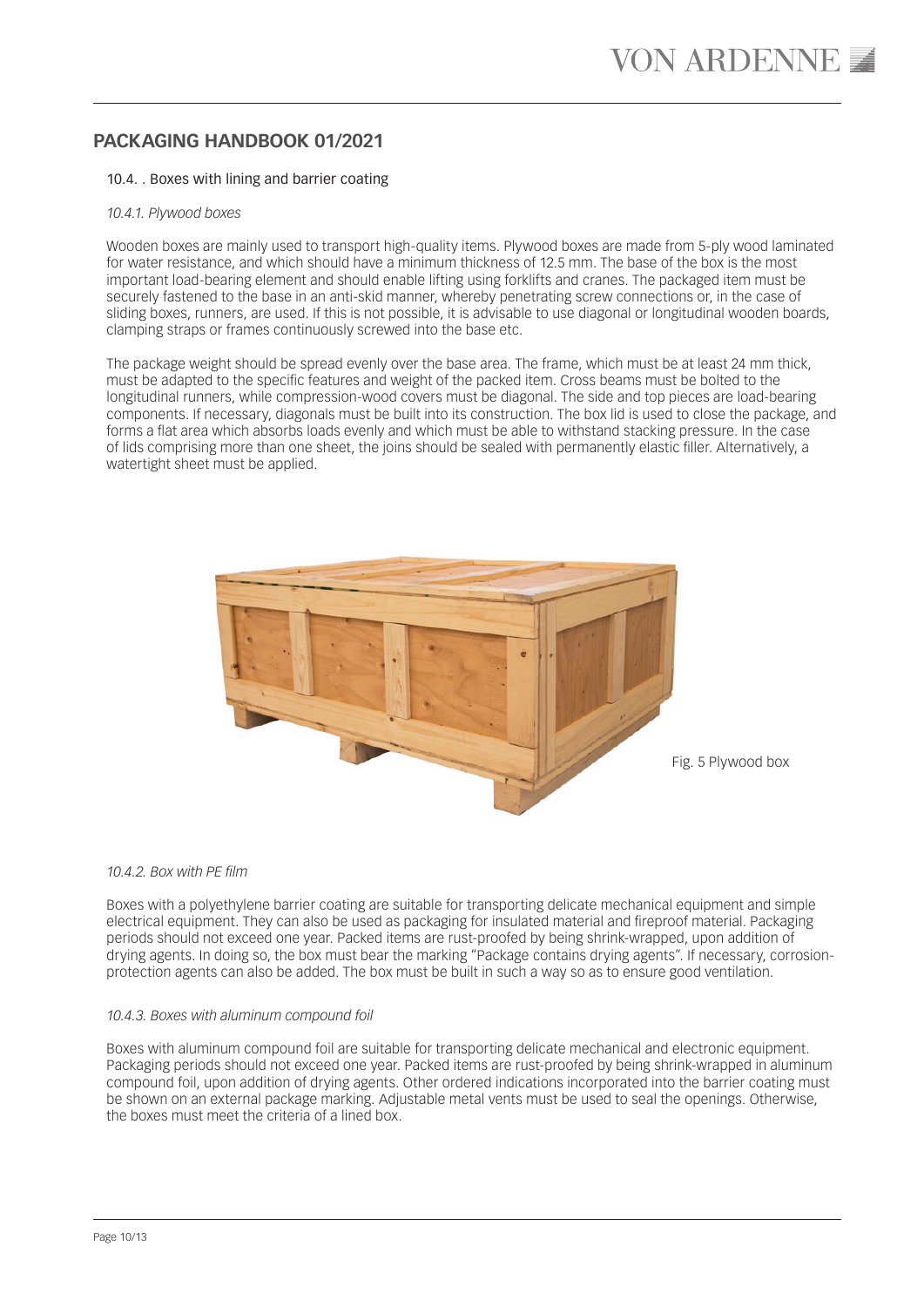## PACKAGING HANDBOOK 01/2021

10.4. . Boxes with lining and barrier coating

*10.4.1. Plywood boxes*

Wooden boxes are mainly used to transport high-quality items. Plywood boxes are made from 5-ply wood laminated for water resistance, and which should have a minimum thickness of 12.5 mm. The base of the box is the most important load-bearing element and should enable lifting using forklifts and cranes. The packaged item must be securely fastened to the base in an anti-skid manner, whereby penetrating screw connections or, in the case of sliding boxes, runners, are used. If this is not possible, it is advisable to use diagonal or longitudinal wooden boards, clamping straps or frames continuously screwed into the base etc.

The package weight should be spread evenly over the base area. The frame, which must be at least 24 mm thick, must be adapted to the specific features and weight of the packed item. Cross beams must be bolted to the longitudinal runners, while compression-wood covers must be diagonal. The side and top pieces are load-bearing components. If necessary, diagonals must be built into its construction. The box lid is used to close the package, and forms a flat area which absorbs loads evenly and which must be able to withstand stacking pressure. In the case of lids comprising more than one sheet, the joins should be sealed with permanently elastic filler. Alternatively, a watertight sheet must be applied.

Fig. 5 Plywood box

*10.4.2. Box with PE film*

Boxes with a polyethylene barrier coating are suitable for transporting delicate mechanical equipment and simple electrical equipment. They can also be used as packaging for insulated material and fireproof material. Packaging periods should not exceed one year. Packed items are rust-proofed by being shrink-wrapped, upon addition of drying agents. In doing so, the box must bear the marking "Package contains drying agents". If necessary, corrosion-protection agents can also be added. The box must be built in such a way so as to ensure good ventilation.

*10.4.3. Boxes with aluminum compound foil*

Boxes with aluminum compound foil are suitable for transporting delicate mechanical and electronic equipment. Packaging periods should not exceed one year. Packed items are rust-proofed by being shrink-wrapped in aluminum compound foil, upon addition of drying agents. Other ordered indications incorporated into the barrier coating must be shown on an external package marking. Adjustable metal vents must be used to seal the openings. Otherwise, the boxes must meet the criteria of a lined box.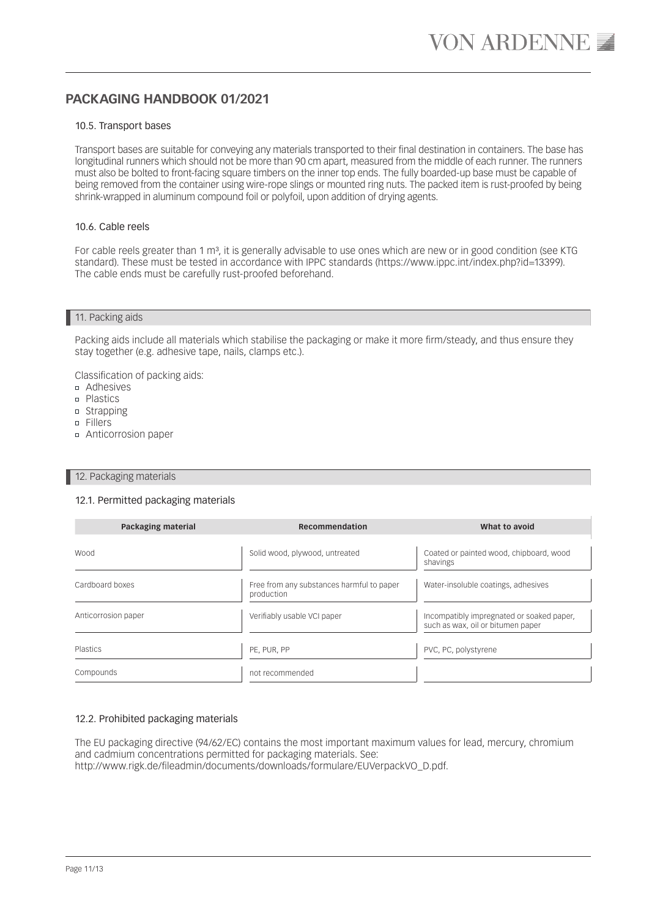### 10.5. Transport bases

Transport bases are suitable for conveying any materials transported to their final destination in containers. The base has longitudinal runners which should not be more than 90 cm apart, measured from the middle of each runner. The runners must also be bolted to front-facing square timbers on the inner top ends. The fully boarded-up base must be capable of being removed from the container using wire-rope slings or mounted ring nuts. The packed item is rust-proofed by being shrink-wrapped in aluminum compound foil or polyfoil, upon addition of drying agents.

### 10.6. Cable reels

For cable reels greater than 1 m³, it is generally advisable to use ones which are new or in good condition (see KTG standard). These must be tested in accordance with IPPC standards (https://www.ippc.int/index.php?id=13399). The cable ends must be carefully rust-proofed beforehand.

## 11. Packing aids

Packing aids include all materials which stabilise the packaging or make it more firm/steady, and thus ensure they stay together (e.g. adhesive tape, nails, clamps etc.).

Classification of packing aids:

- Adhesives
- Plastics
- Strapping
- Fillers
- Anticorrosion paper

## 12. Packaging materials

### 12.1. Permitted packaging materials

| Packaging material | Recommendation | What to avoid |
| --- | --- | --- |
| Wood | Solid wood, plywood, untreated | Coated or painted wood, chipboard, wood shavings |
| Cardboard boxes | Free from any substances harmful to paper production | Water-insoluble coatings, adhesives |
| Anticorrosion paper | Verifiably usable VCI paper | Incompatibly impregnated or soaked paper, such as wax, oil or bitumen paper |
| Plastics | PE, PUR, PP | PVC, PC, polystyrene |
| Compounds | not recommended | |

### 12.2. Prohibited packaging materials

The EU packaging directive (94/62/EC) contains the most important maximum values for lead, mercury, chromium and cadmium concentrations permitted for packaging materials. See:
http://www.rigk.de/fileadmin/documents/downloads/formulare/EUVerpackVO_D.pdf.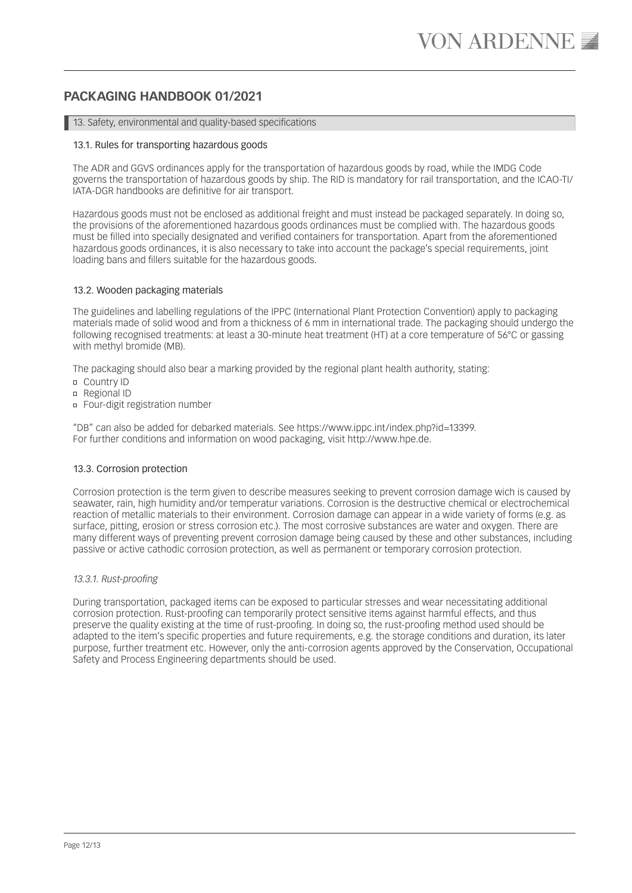# PACKAGING HANDBOOK 01/2021

## 13. Safety, environmental and quality-based specifications

### 13.1. Rules for transporting hazardous goods

The ADR and GGVS ordinances apply for the transportation of hazardous goods by road, while the IMDG Code governs the transportation of hazardous goods by ship. The RID is mandatory for rail transportation, and the ICAO-TI/ IATA-DGR handbooks are definitive for air transport.

Hazardous goods must not be enclosed as additional freight and must instead be packaged separately. In doing so, the provisions of the aforementioned hazardous goods ordinances must be complied with. The hazardous goods must be filled into specially designated and verified containers for transportation. Apart from the aforementioned hazardous goods ordinances, it is also necessary to take into account the package's special requirements, joint loading bans and fillers suitable for the hazardous goods.

### 13.2. Wooden packaging materials

The guidelines and labelling regulations of the IPPC (International Plant Protection Convention) apply to packaging materials made of solid wood and from a thickness of 6 mm in international trade. The packaging should undergo the following recognised treatments: at least a 30-minute heat treatment (HT) at a core temperature of 56°C or gassing with methyl bromide (MB).

The packaging should also bear a marking provided by the regional plant health authority, stating:

- Country ID
- Regional ID
- Four-digit registration number

"DB" can also be added for debarked materials. See https://www.ippc.int/index.php?id=13399.
For further conditions and information on wood packaging, visit http://www.hpe.de.

### 13.3. Corrosion protection

Corrosion protection is the term given to describe measures seeking to prevent corrosion damage wich is caused by seawater, rain, high humidity and/or temperatur variations. Corrosion is the destructive chemical or electrochemical reaction of metallic materials to their environment. Corrosion damage can appear in a wide variety of forms (e.g. as surface, pitting, erosion or stress corrosion etc.). The most corrosive substances are water and oxygen. There are many different ways of preventing prevent corrosion damage being caused by these and other substances, including passive or active cathodic corrosion protection, as well as permanent or temporary corrosion protection.

#### *13.3.1. Rust-proofing*

During transportation, packaged items can be exposed to particular stresses and wear necessitating additional corrosion protection. Rust-proofing can temporarily protect sensitive items against harmful effects, and thus preserve the quality existing at the time of rust-proofing. In doing so, the rust-proofing method used should be adapted to the item's specific properties and future requirements, e.g. the storage conditions and duration, its later purpose, further treatment etc. However, only the anti-corrosion agents approved by the Conservation, Occupational Safety and Process Engineering departments should be used.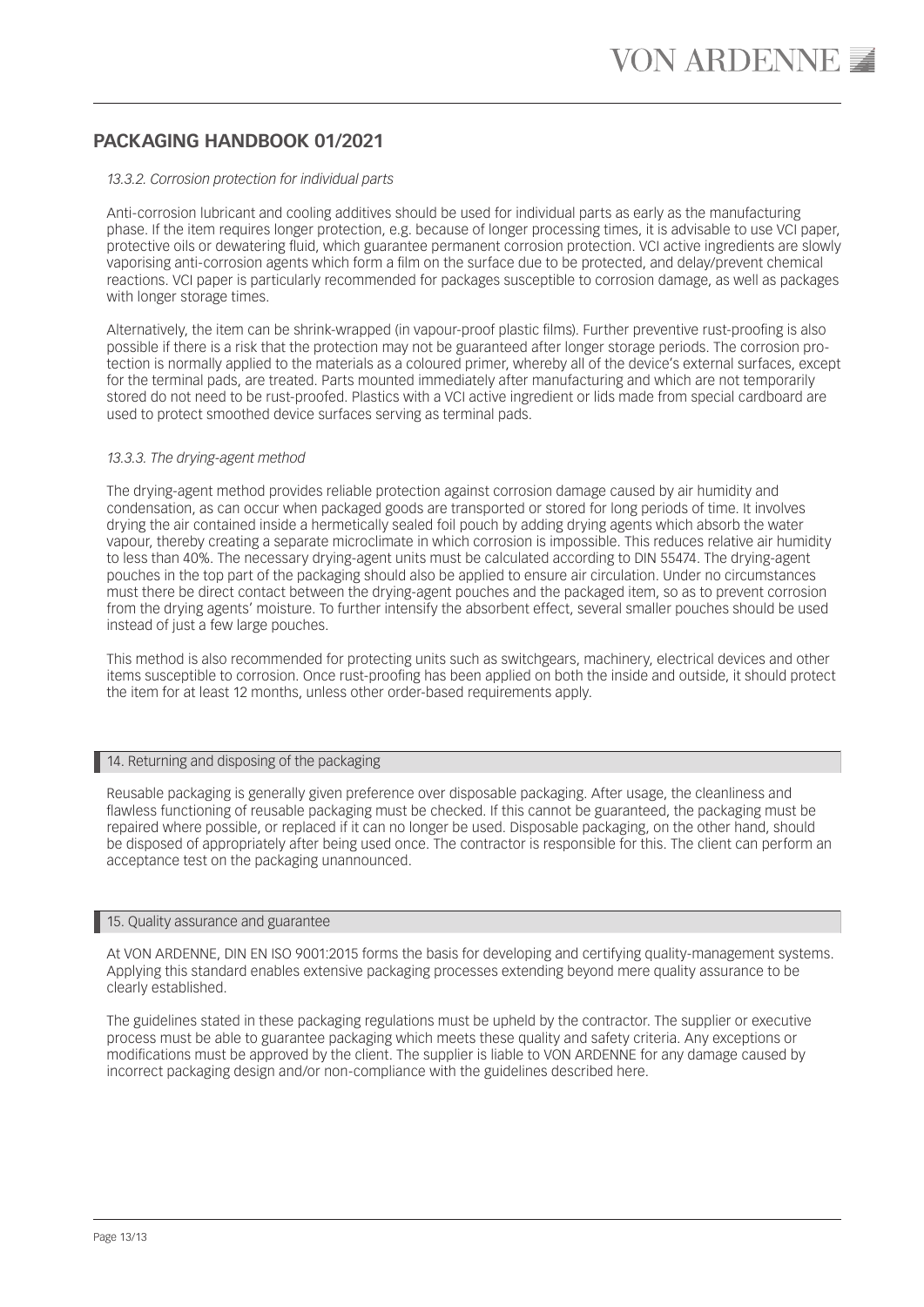## PACKAGING HANDBOOK 01/2021

*13.3.2. Corrosion protection for individual parts*

Anti-corrosion lubricant and cooling additives should be used for individual parts as early as the manufacturing phase. If the item requires longer protection, e.g. because of longer processing times, it is advisable to use VCI paper, protective oils or dewatering fluid, which guarantee permanent corrosion protection. VCI active ingredients are slowly vaporising anti-corrosion agents which form a film on the surface due to be protected, and delay/prevent chemical reactions. VCI paper is particularly recommended for packages susceptible to corrosion damage, as well as packages with longer storage times.

Alternatively, the item can be shrink-wrapped (in vapour-proof plastic films). Further preventive rust-proofing is also possible if there is a risk that the protection may not be guaranteed after longer storage periods. The corrosion protection is normally applied to the materials as a coloured primer, whereby all of the device's external surfaces, except for the terminal pads, are treated. Parts mounted immediately after manufacturing and which are not temporarily stored do not need to be rust-proofed. Plastics with a VCI active ingredient or lids made from special cardboard are used to protect smoothed device surfaces serving as terminal pads.

*13.3.3. The drying-agent method*

The drying-agent method provides reliable protection against corrosion damage caused by air humidity and condensation, as can occur when packaged goods are transported or stored for long periods of time. It involves drying the air contained inside a hermetically sealed foil pouch by adding drying agents which absorb the water vapour, thereby creating a separate microclimate in which corrosion is impossible. This reduces relative air humidity to less than 40%. The necessary drying-agent units must be calculated according to DIN 55474. The drying-agent pouches in the top part of the packaging should also be applied to ensure air circulation. Under no circumstances must there be direct contact between the drying-agent pouches and the packaged item, so as to prevent corrosion from the drying agents' moisture. To further intensify the absorbent effect, several smaller pouches should be used instead of just a few large pouches.

This method is also recommended for protecting units such as switchgears, machinery, electrical devices and other items susceptible to corrosion. Once rust-proofing has been applied on both the inside and outside, it should protect the item for at least 12 months, unless other order-based requirements apply.

### 14. Returning and disposing of the packaging

Reusable packaging is generally given preference over disposable packaging. After usage, the cleanliness and flawless functioning of reusable packaging must be checked. If this cannot be guaranteed, the packaging must be repaired where possible, or replaced if it can no longer be used. Disposable packaging, on the other hand, should be disposed of appropriately after being used once. The contractor is responsible for this. The client can perform an acceptance test on the packaging unannounced.

### 15. Quality assurance and guarantee

At VON ARDENNE, DIN EN ISO 9001:2015 forms the basis for developing and certifying quality-management systems. Applying this standard enables extensive packaging processes extending beyond mere quality assurance to be clearly established.

The guidelines stated in these packaging regulations must be upheld by the contractor. The supplier or executive process must be able to guarantee packaging which meets these quality and safety criteria. Any exceptions or modifications must be approved by the client. The supplier is liable to VON ARDENNE for any damage caused by incorrect packaging design and/or non-compliance with the guidelines described here.